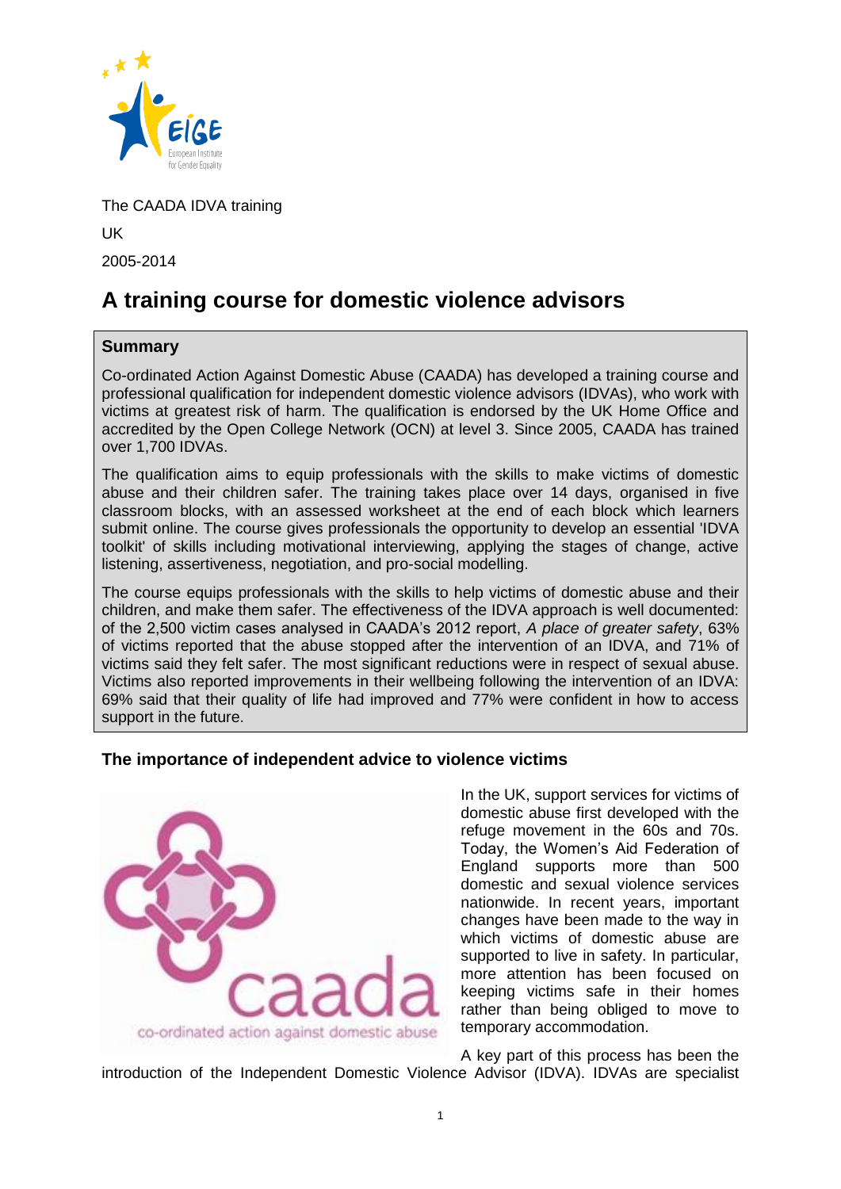The CAADA IDVA training

UK

2005-2014

# A training course for domestic violence advisors

**Summary**

Co-ordinated Action Against Domestic Abuse (CAADA) has developed a training course and professional qualification for independent domestic violence advisors (IDVAs), who work with victims at greatest risk of harm. The qualification is endorsed by the UK Home Office and accredited by the Open College Network (OCN) at level 3. Since 2005, CAADA has trained over 1,700 IDVAs.

The qualification aims to equip professionals with the skills to make victims of domestic abuse and their children safer. The training takes place over 14 days, organised in five classroom blocks, with an assessed worksheet at the end of each block which learners submit online. The course gives professionals the opportunity to develop an essential 'IDVA toolkit' of skills including motivational interviewing, applying the stages of change, active listening, assertiveness, negotiation, and pro-social modelling.

The course equips professionals with the skills to help victims of domestic abuse and their children, and make them safer. The effectiveness of the IDVA approach is well documented: of the 2,500 victim cases analysed in CAADA's 2012 report, *A place of greater safety*, 63% of victims reported that the abuse stopped after the intervention of an IDVA, and 71% of victims said they felt safer. The most significant reductions were in respect of sexual abuse. Victims also reported improvements in their wellbeing following the intervention of an IDVA: 69% said that their quality of life had improved and 77% were confident in how to access support in the future.

## The importance of independent advice to violence victims

In the UK, support services for victims of domestic abuse first developed with the refuge movement in the 60s and 70s. Today, the Women's Aid Federation of England supports more than 500 domestic and sexual violence services nationwide. In recent years, important changes have been made to the way in which victims of domestic abuse are supported to live in safety. In particular, more attention has been focused on keeping victims safe in their homes rather than being obliged to move to temporary accommodation.

A key part of this process has been the introduction of the Independent Domestic Violence Advisor (IDVA). IDVAs are specialist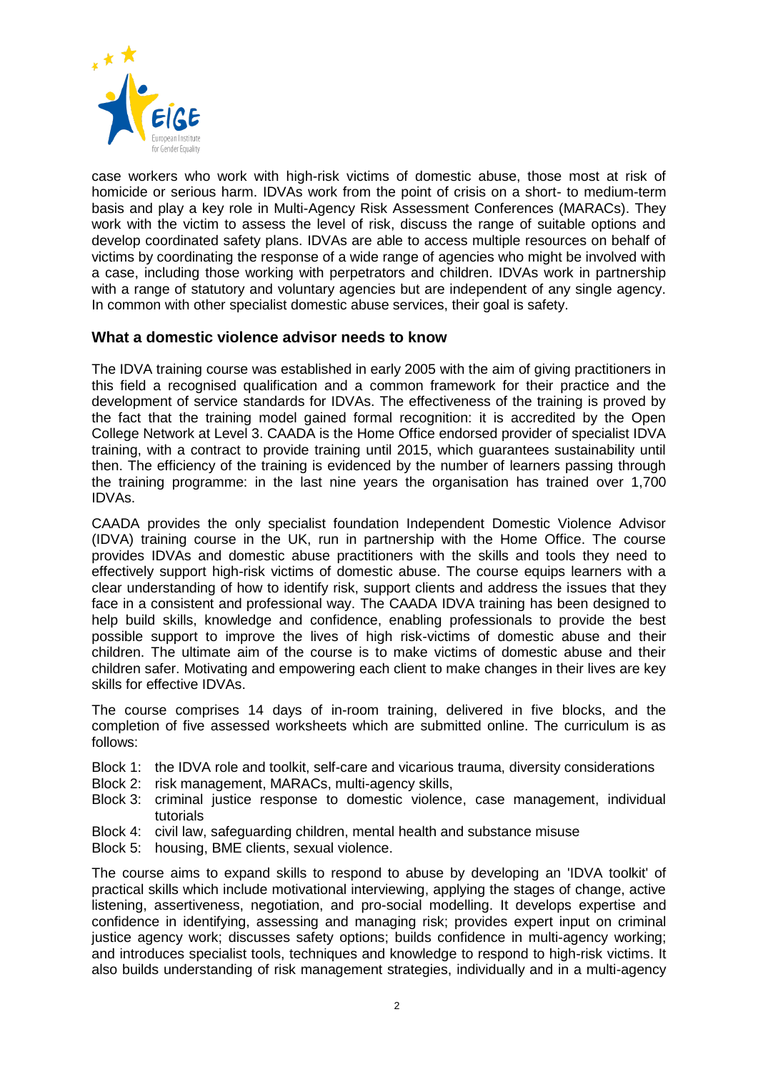case workers who work with high-risk victims of domestic abuse, those most at risk of homicide or serious harm. IDVAs work from the point of crisis on a short- to medium-term basis and play a key role in Multi-Agency Risk Assessment Conferences (MARACs). They work with the victim to assess the level of risk, discuss the range of suitable options and develop coordinated safety plans. IDVAs are able to access multiple resources on behalf of victims by coordinating the response of a wide range of agencies who might be involved with a case, including those working with perpetrators and children. IDVAs work in partnership with a range of statutory and voluntary agencies but are independent of any single agency. In common with other specialist domestic abuse services, their goal is safety.

### What a domestic violence advisor needs to know

The IDVA training course was established in early 2005 with the aim of giving practitioners in this field a recognised qualification and a common framework for their practice and the development of service standards for IDVAs. The effectiveness of the training is proved by the fact that the training model gained formal recognition: it is accredited by the Open College Network at Level 3. CAADA is the Home Office endorsed provider of specialist IDVA training, with a contract to provide training until 2015, which guarantees sustainability until then. The efficiency of the training is evidenced by the number of learners passing through the training programme: in the last nine years the organisation has trained over 1,700 IDVAs.

CAADA provides the only specialist foundation Independent Domestic Violence Advisor (IDVA) training course in the UK, run in partnership with the Home Office. The course provides IDVAs and domestic abuse practitioners with the skills and tools they need to effectively support high-risk victims of domestic abuse. The course equips learners with a clear understanding of how to identify risk, support clients and address the issues that they face in a consistent and professional way. The CAADA IDVA training has been designed to help build skills, knowledge and confidence, enabling professionals to provide the best possible support to improve the lives of high risk-victims of domestic abuse and their children. The ultimate aim of the course is to make victims of domestic abuse and their children safer. Motivating and empowering each client to make changes in their lives are key skills for effective IDVAs.

The course comprises 14 days of in-room training, delivered in five blocks, and the completion of five assessed worksheets which are submitted online. The curriculum is as follows:

- Block 1: the IDVA role and toolkit, self-care and vicarious trauma, diversity considerations
- Block 2: risk management, MARACs, multi-agency skills,
- Block 3: criminal justice response to domestic violence, case management, individual tutorials
- Block 4: civil law, safeguarding children, mental health and substance misuse
- Block 5: housing, BME clients, sexual violence.

The course aims to expand skills to respond to abuse by developing an 'IDVA toolkit' of practical skills which include motivational interviewing, applying the stages of change, active listening, assertiveness, negotiation, and pro-social modelling. It develops expertise and confidence in identifying, assessing and managing risk; provides expert input on criminal justice agency work; discusses safety options; builds confidence in multi-agency working; and introduces specialist tools, techniques and knowledge to respond to high-risk victims. It also builds understanding of risk management strategies, individually and in a multi-agency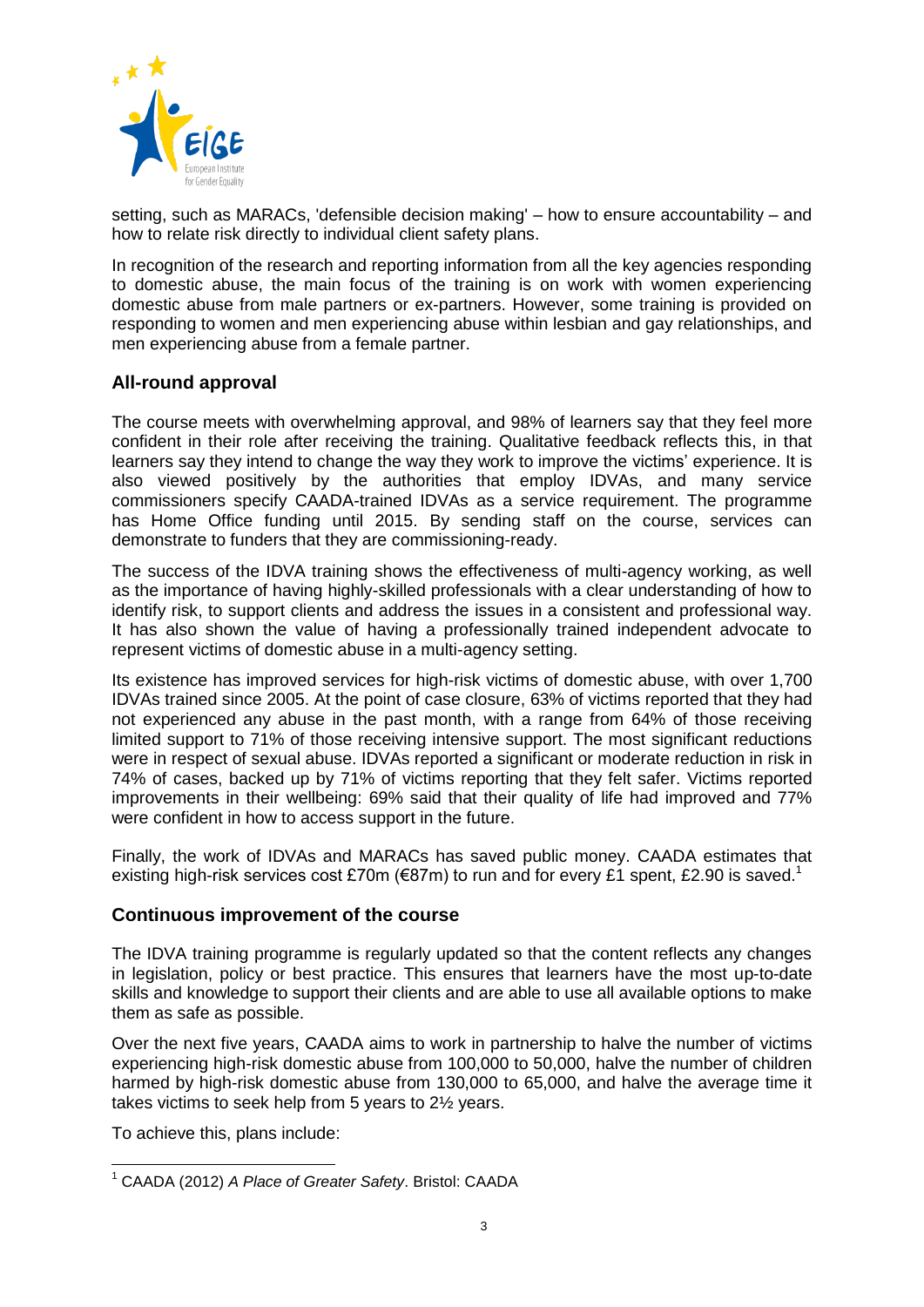setting, such as MARACs, 'defensible decision making' – how to ensure accountability – and how to relate risk directly to individual client safety plans.

In recognition of the research and reporting information from all the key agencies responding to domestic abuse, the main focus of the training is on work with women experiencing domestic abuse from male partners or ex-partners. However, some training is provided on responding to women and men experiencing abuse within lesbian and gay relationships, and men experiencing abuse from a female partner.

## All-round approval

The course meets with overwhelming approval, and 98% of learners say that they feel more confident in their role after receiving the training. Qualitative feedback reflects this, in that learners say they intend to change the way they work to improve the victims' experience. It is also viewed positively by the authorities that employ IDVAs, and many service commissioners specify CAADA-trained IDVAs as a service requirement. The programme has Home Office funding until 2015. By sending staff on the course, services can demonstrate to funders that they are commissioning-ready.

The success of the IDVA training shows the effectiveness of multi-agency working, as well as the importance of having highly-skilled professionals with a clear understanding of how to identify risk, to support clients and address the issues in a consistent and professional way. It has also shown the value of having a professionally trained independent advocate to represent victims of domestic abuse in a multi-agency setting.

Its existence has improved services for high-risk victims of domestic abuse, with over 1,700 IDVAs trained since 2005. At the point of case closure, 63% of victims reported that they had not experienced any abuse in the past month, with a range from 64% of those receiving limited support to 71% of those receiving intensive support. The most significant reductions were in respect of sexual abuse. IDVAs reported a significant or moderate reduction in risk in 74% of cases, backed up by 71% of victims reporting that they felt safer. Victims reported improvements in their wellbeing: 69% said that their quality of life had improved and 77% were confident in how to access support in the future.

Finally, the work of IDVAs and MARACs has saved public money. CAADA estimates that existing high-risk services cost £70m (€87m) to run and for every £1 spent, £2.90 is saved.[1]

## Continuous improvement of the course

The IDVA training programme is regularly updated so that the content reflects any changes in legislation, policy or best practice. This ensures that learners have the most up-to-date skills and knowledge to support their clients and are able to use all available options to make them as safe as possible.

Over the next five years, CAADA aims to work in partnership to halve the number of victims experiencing high-risk domestic abuse from 100,000 to 50,000, halve the number of children harmed by high-risk domestic abuse from 130,000 to 65,000, and halve the average time it takes victims to seek help from 5 years to 2½ years.

To achieve this, plans include:

---

[1] CAADA (2012) *A Place of Greater Safety*. Bristol: CAADA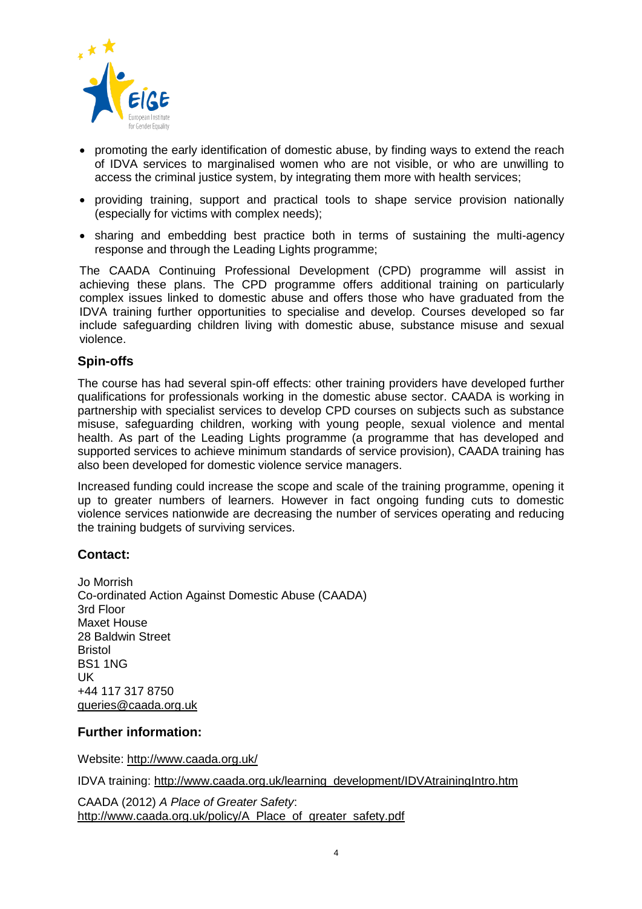- promoting the early identification of domestic abuse, by finding ways to extend the reach of IDVA services to marginalised women who are not visible, or who are unwilling to access the criminal justice system, by integrating them more with health services;
- providing training, support and practical tools to shape service provision nationally (especially for victims with complex needs);
- sharing and embedding best practice both in terms of sustaining the multi-agency response and through the Leading Lights programme;

The CAADA Continuing Professional Development (CPD) programme will assist in achieving these plans. The CPD programme offers additional training on particularly complex issues linked to domestic abuse and offers those who have graduated from the IDVA training further opportunities to specialise and develop. Courses developed so far include safeguarding children living with domestic abuse, substance misuse and sexual violence.

### Spin-offs

The course has had several spin-off effects: other training providers have developed further qualifications for professionals working in the domestic abuse sector. CAADA is working in partnership with specialist services to develop CPD courses on subjects such as substance misuse, safeguarding children, working with young people, sexual violence and mental health. As part of the Leading Lights programme (a programme that has developed and supported services to achieve minimum standards of service provision), CAADA training has also been developed for domestic violence service managers.

Increased funding could increase the scope and scale of the training programme, opening it up to greater numbers of learners. However in fact ongoing funding cuts to domestic violence services nationwide are decreasing the number of services operating and reducing the training budgets of surviving services.

### Contact:

Jo Morrish
Co-ordinated Action Against Domestic Abuse (CAADA)
3rd Floor
Maxet House
28 Baldwin Street
Bristol
BS1 1NG
UK
+44 117 317 8750
queries@caada.org.uk

### Further information:

Website: http://www.caada.org.uk/

IDVA training: http://www.caada.org.uk/learning_development/IDVAtrainingIntro.htm

CAADA (2012) *A Place of Greater Safety*:
http://www.caada.org.uk/policy/A_Place_of_greater_safety.pdf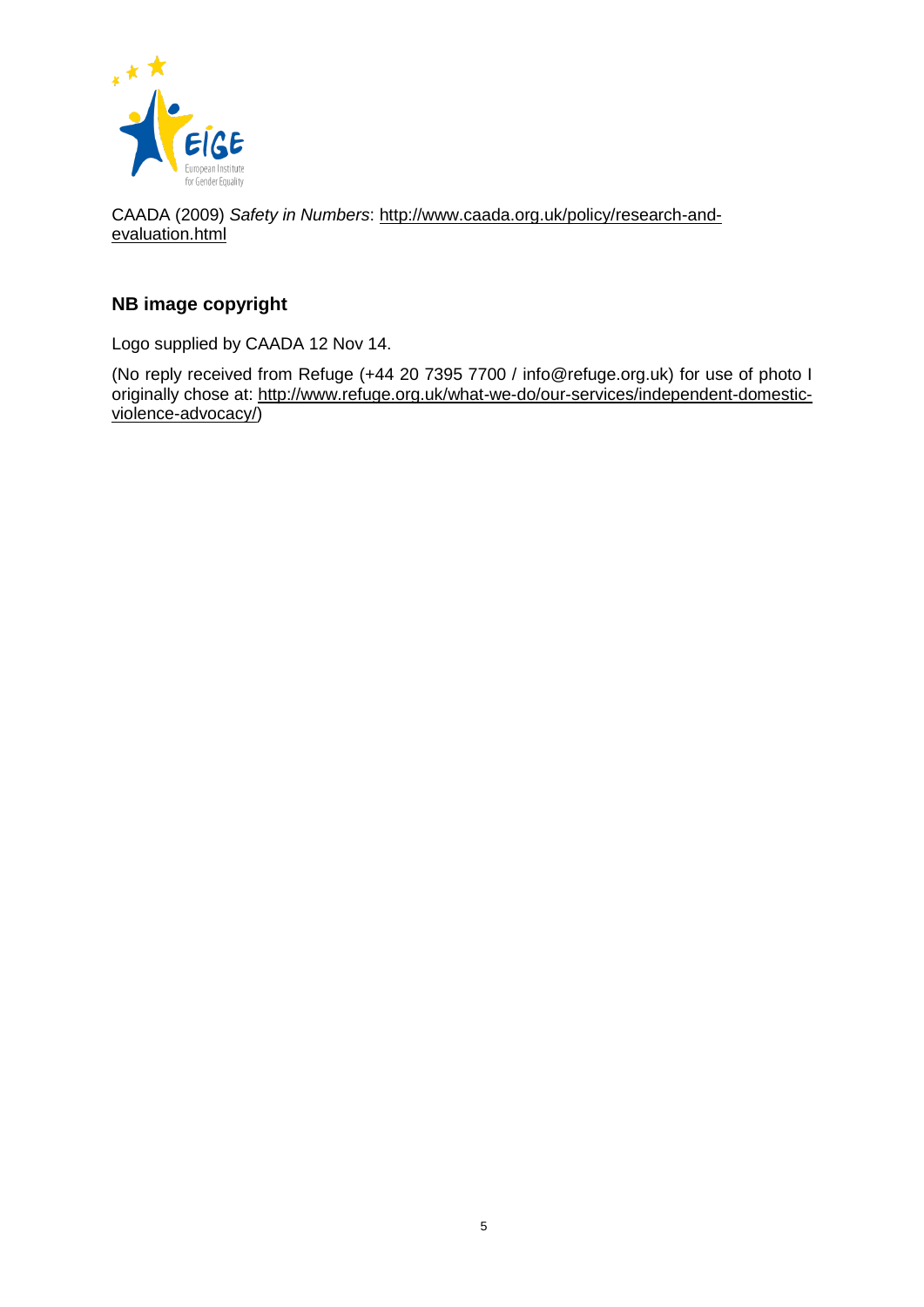CAADA (2009) *Safety in Numbers*: http://www.caada.org.uk/policy/research-and-evaluation.html

### NB image copyright

Logo supplied by CAADA 12 Nov 14.

(No reply received from Refuge (+44 20 7395 7700 / info@refuge.org.uk) for use of photo I originally chose at: http://www.refuge.org.uk/what-we-do/our-services/independent-domestic-violence-advocacy/)